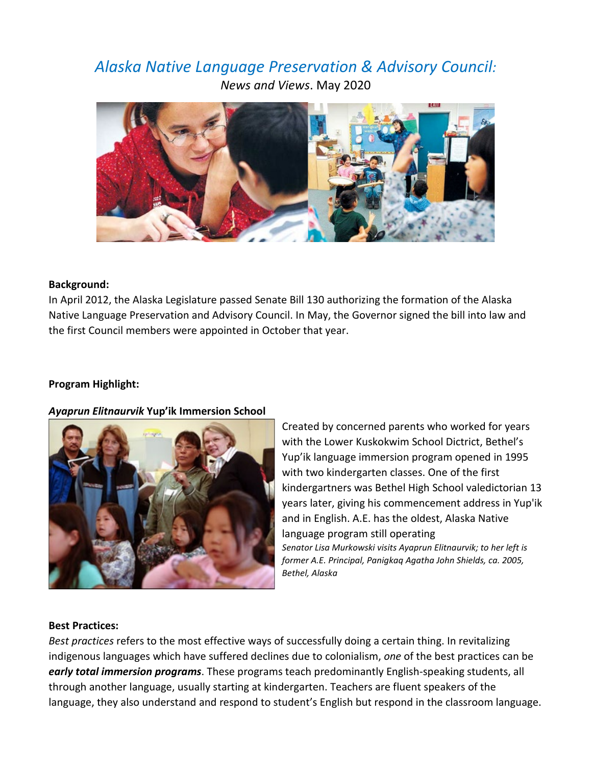# *Alaska Native Language Preservation & Advisory Council:*

*News and Views*. May 2020

**Background:**

In April 2012, the Alaska Legislature passed Senate Bill 130 authorizing the formation of the Alaska Native Language Preservation and Advisory Council. In May, the Governor signed the bill into law and the first Council members were appointed in October that year.

**Program Highlight:**

***Ayaprun Elitnaurvik* Yup'ik Immersion School**

Created by concerned parents who worked for years with the Lower Kuskokwim School Dictrict, Bethel's Yup'ik language immersion program opened in 1995 with two kindergarten classes. One of the first kindergartners was Bethel High School valedictorian 13 years later, giving his commencement address in Yup'ik and in English. A.E. has the oldest, Alaska Native language program still operating

*Senator Lisa Murkowski visits Ayaprun Elitnaurvik; to her left is former A.E. Principal, Panigkaq Agatha John Shields, ca. 2005, Bethel, Alaska*

**Best Practices:**

*Best practices* refers to the most effective ways of successfully doing a certain thing. In revitalizing indigenous languages which have suffered declines due to colonialism, *one* of the best practices can be ***early total immersion programs***. These programs teach predominantly English-speaking students, all through another language, usually starting at kindergarten. Teachers are fluent speakers of the language, they also understand and respond to student's English but respond in the classroom language.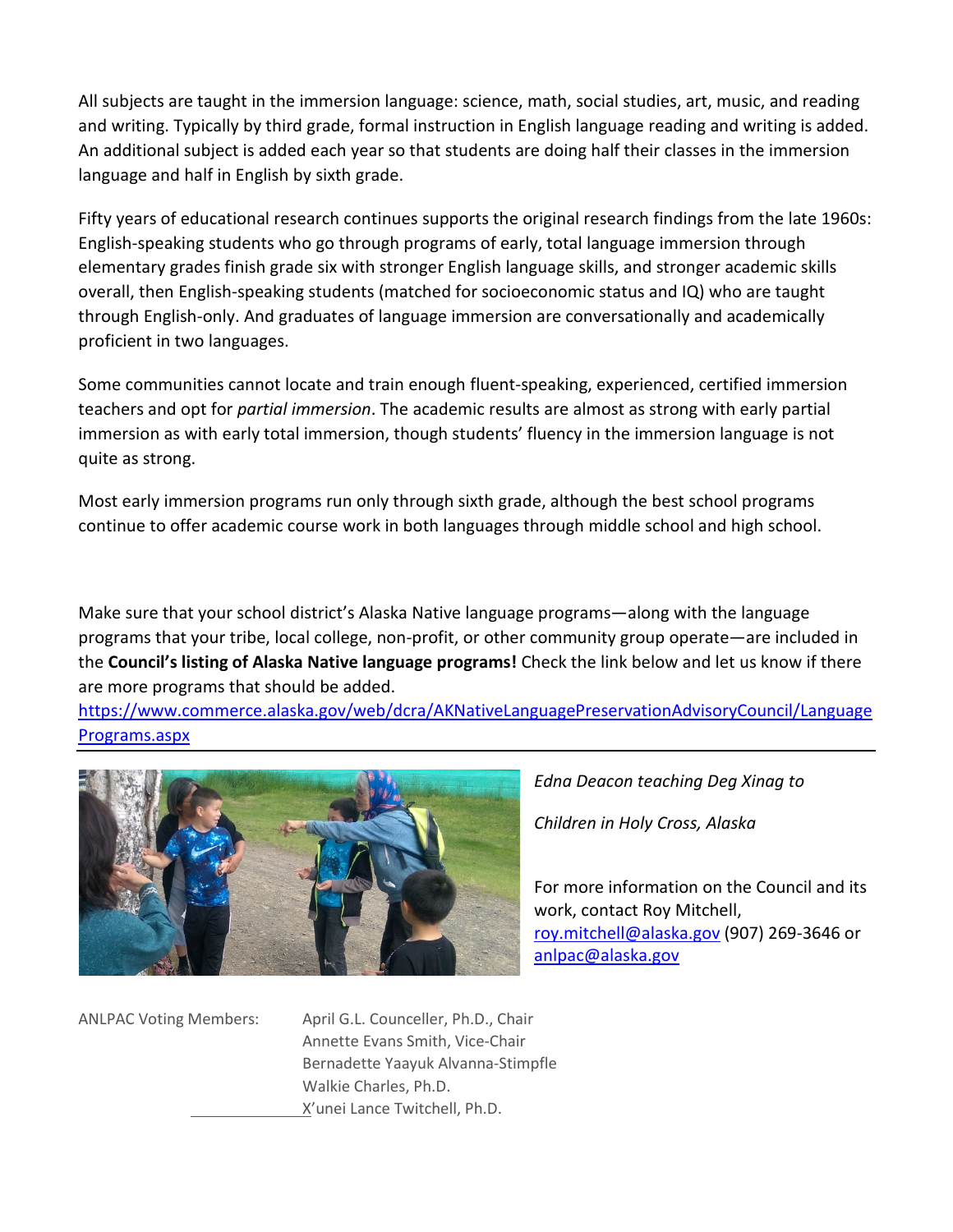All subjects are taught in the immersion language: science, math, social studies, art, music, and reading and writing. Typically by third grade, formal instruction in English language reading and writing is added. An additional subject is added each year so that students are doing half their classes in the immersion language and half in English by sixth grade.

Fifty years of educational research continues supports the original research findings from the late 1960s: English-speaking students who go through programs of early, total language immersion through elementary grades finish grade six with stronger English language skills, and stronger academic skills overall, then English-speaking students (matched for socioeconomic status and IQ) who are taught through English-only. And graduates of language immersion are conversationally and academically proficient in two languages.

Some communities cannot locate and train enough fluent-speaking, experienced, certified immersion teachers and opt for *partial immersion*. The academic results are almost as strong with early partial immersion as with early total immersion, though students' fluency in the immersion language is not quite as strong.

Most early immersion programs run only through sixth grade, although the best school programs continue to offer academic course work in both languages through middle school and high school.

Make sure that your school district's Alaska Native language programs—along with the language programs that your tribe, local college, non-profit, or other community group operate—are included in the **Council's listing of Alaska Native language programs!** Check the link below and let us know if there are more programs that should be added.
https://www.commerce.alaska.gov/web/dcra/AKNativeLanguagePreservationAdvisoryCouncil/LanguagePrograms.aspx

---

*Edna Deacon teaching Deg Xinag to*

*Children in Holy Cross, Alaska*

For more information on the Council and its work, contact Roy Mitchell, roy.mitchell@alaska.gov (907) 269-3646 or anlpac@alaska.gov

ANLPAC Voting Members:

April G.L. Counceller, Ph.D., Chair
Annette Evans Smith, Vice-Chair
Bernadette Yaayuk Alvanna-Stimpfle
Walkie Charles, Ph.D.
X'unei Lance Twitchell, Ph.D.